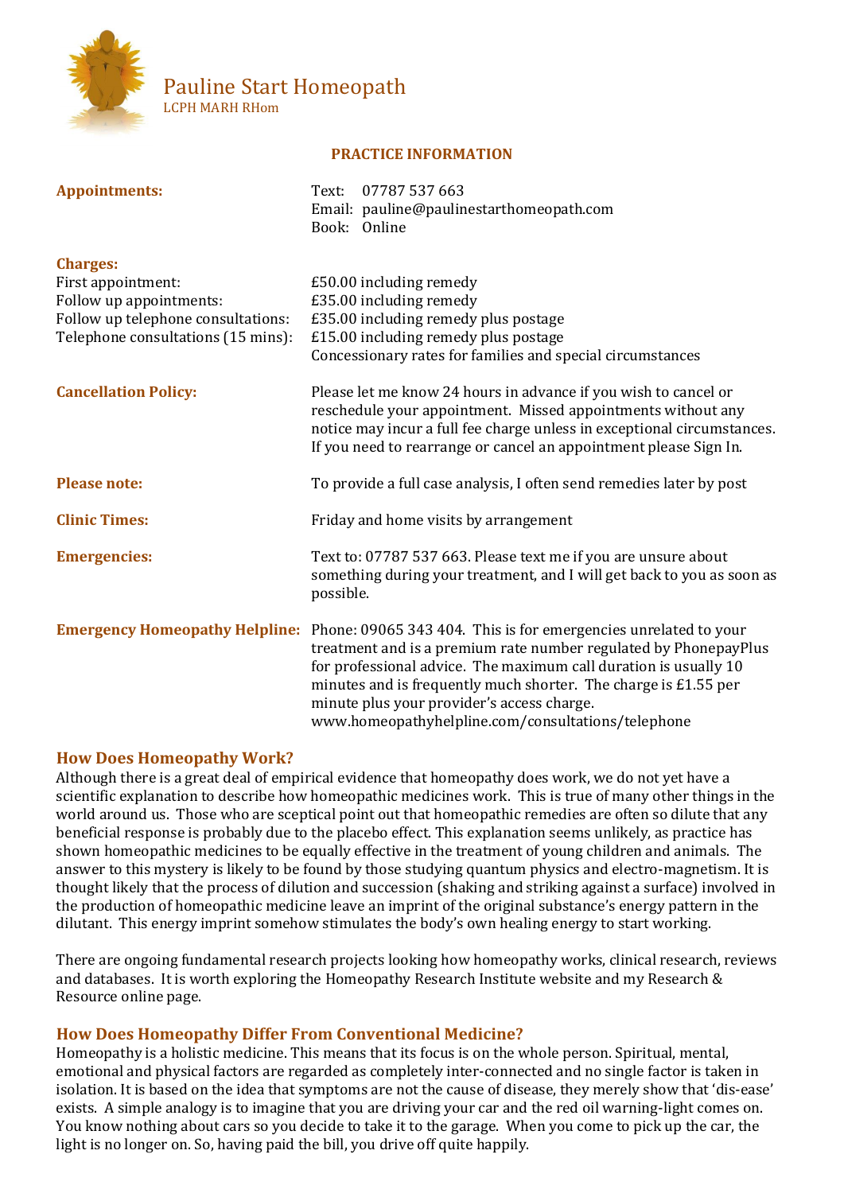# Pauline Start Homeopath

LCPH MARH RHom

## PRACTICE INFORMATION

| | |
|---|---|
| **Appointments:** | Text: 07787 537 663<br>Email: pauline@paulinestarthomeopath.com<br>Book: Online |
| **Charges:** | |
| First appointment: | £50.00 including remedy |
| Follow up appointments: | £35.00 including remedy |
| Follow up telephone consultations: | £35.00 including remedy plus postage |
| Telephone consultations (15 mins): | £15.00 including remedy plus postage<br>Concessionary rates for families and special circumstances |
| **Cancellation Policy:** | Please let me know 24 hours in advance if you wish to cancel or reschedule your appointment. Missed appointments without any notice may incur a full fee charge unless in exceptional circumstances. If you need to rearrange or cancel an appointment please Sign In. |
| **Please note:** | To provide a full case analysis, I often send remedies later by post |
| **Clinic Times:** | Friday and home visits by arrangement |
| **Emergencies:** | Text to: 07787 537 663. Please text me if you are unsure about something during your treatment, and I will get back to you as soon as possible. |
| **Emergency Homeopathy Helpline:** | Phone: 09065 343 404. This is for emergencies unrelated to your treatment and is a premium rate number regulated by PhonepayPlus for professional advice. The maximum call duration is usually 10 minutes and is frequently much shorter. The charge is £1.55 per minute plus your provider's access charge.<br>www.homeopathyhelpline.com/consultations/telephone |

## How Does Homeopathy Work?

Although there is a great deal of empirical evidence that homeopathy does work, we do not yet have a scientific explanation to describe how homeopathic medicines work. This is true of many other things in the world around us. Those who are sceptical point out that homeopathic remedies are often so dilute that any beneficial response is probably due to the placebo effect. This explanation seems unlikely, as practice has shown homeopathic medicines to be equally effective in the treatment of young children and animals. The answer to this mystery is likely to be found by those studying quantum physics and electro-magnetism. It is thought likely that the process of dilution and succession (shaking and striking against a surface) involved in the production of homeopathic medicine leave an imprint of the original substance's energy pattern in the dilutant. This energy imprint somehow stimulates the body's own healing energy to start working.

There are ongoing fundamental research projects looking how homeopathy works, clinical research, reviews and databases. It is worth exploring the Homeopathy Research Institute website and my Research & Resource online page.

## How Does Homeopathy Differ From Conventional Medicine?

Homeopathy is a holistic medicine. This means that its focus is on the whole person. Spiritual, mental, emotional and physical factors are regarded as completely inter-connected and no single factor is taken in isolation. It is based on the idea that symptoms are not the cause of disease, they merely show that 'dis-ease' exists. A simple analogy is to imagine that you are driving your car and the red oil warning-light comes on. You know nothing about cars so you decide to take it to the garage. When you come to pick up the car, the light is no longer on. So, having paid the bill, you drive off quite happily.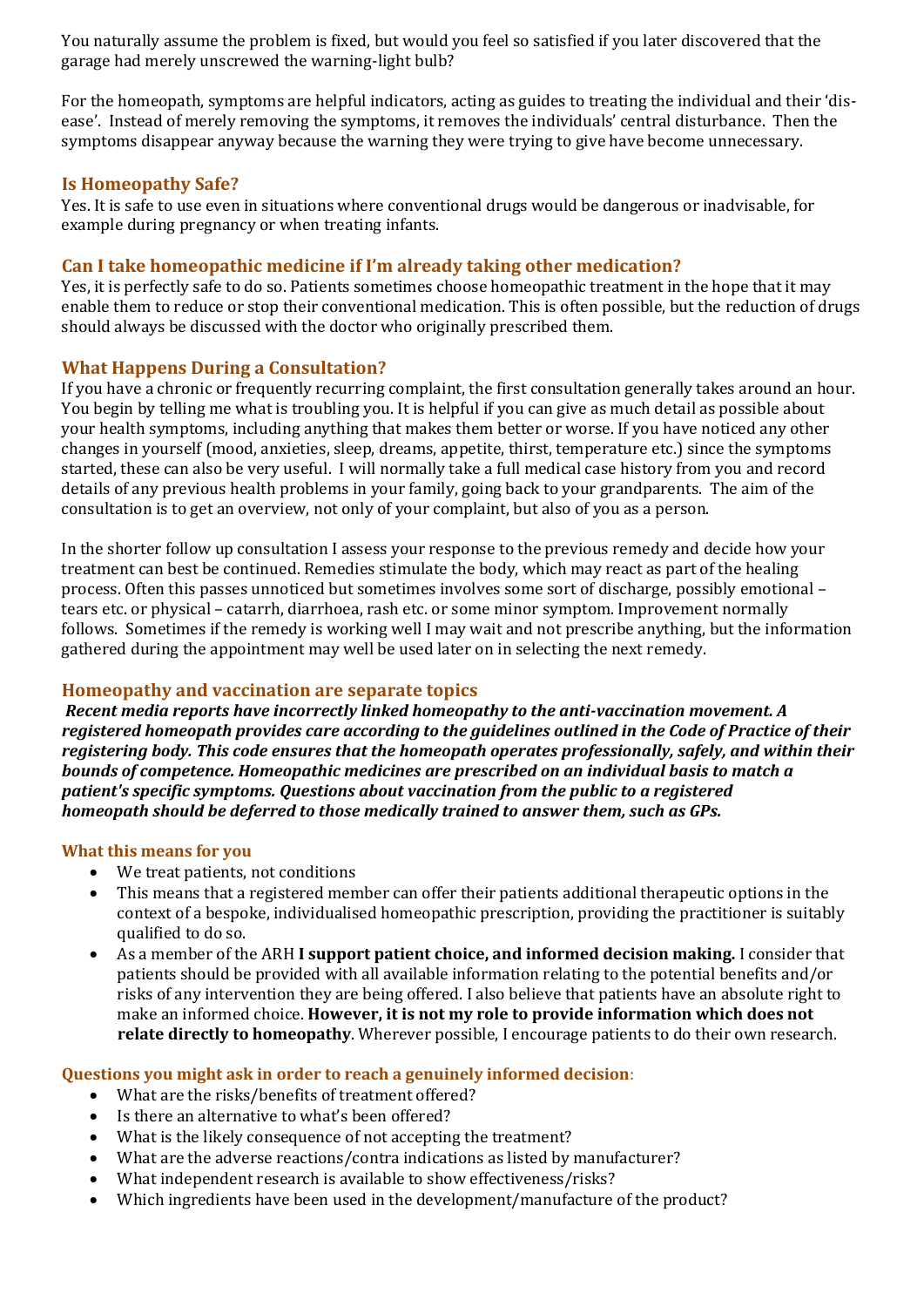You naturally assume the problem is fixed, but would you feel so satisfied if you later discovered that the garage had merely unscrewed the warning-light bulb?

For the homeopath, symptoms are helpful indicators, acting as guides to treating the individual and their 'dis-ease'. Instead of merely removing the symptoms, it removes the individuals' central disturbance. Then the symptoms disappear anyway because the warning they were trying to give have become unnecessary.

## Is Homeopathy Safe?

Yes. It is safe to use even in situations where conventional drugs would be dangerous or inadvisable, for example during pregnancy or when treating infants.

## Can I take homeopathic medicine if I'm already taking other medication?

Yes, it is perfectly safe to do so. Patients sometimes choose homeopathic treatment in the hope that it may enable them to reduce or stop their conventional medication. This is often possible, but the reduction of drugs should always be discussed with the doctor who originally prescribed them.

## What Happens During a Consultation?

If you have a chronic or frequently recurring complaint, the first consultation generally takes around an hour. You begin by telling me what is troubling you. It is helpful if you can give as much detail as possible about your health symptoms, including anything that makes them better or worse. If you have noticed any other changes in yourself (mood, anxieties, sleep, dreams, appetite, thirst, temperature etc.) since the symptoms started, these can also be very useful. I will normally take a full medical case history from you and record details of any previous health problems in your family, going back to your grandparents. The aim of the consultation is to get an overview, not only of your complaint, but also of you as a person.

In the shorter follow up consultation I assess your response to the previous remedy and decide how your treatment can best be continued. Remedies stimulate the body, which may react as part of the healing process. Often this passes unnoticed but sometimes involves some sort of discharge, possibly emotional – tears etc. or physical – catarrh, diarrhoea, rash etc. or some minor symptom. Improvement normally follows. Sometimes if the remedy is working well I may wait and not prescribe anything, but the information gathered during the appointment may well be used later on in selecting the next remedy.

## Homeopathy and vaccination are separate topics

***Recent media reports have incorrectly linked homeopathy to the anti-vaccination movement. A registered homeopath provides care according to the guidelines outlined in the Code of Practice of their registering body. This code ensures that the homeopath operates professionally, safely, and within their bounds of competence. Homeopathic medicines are prescribed on an individual basis to match a patient's specific symptoms. Questions about vaccination from the public to a registered homeopath should be deferred to those medically trained to answer them, such as GPs.***

### What this means for you

- We treat patients, not conditions
- This means that a registered member can offer their patients additional therapeutic options in the context of a bespoke, individualised homeopathic prescription, providing the practitioner is suitably qualified to do so.
- As a member of the ARH **I support patient choice, and informed decision making.** I consider that patients should be provided with all available information relating to the potential benefits and/or risks of any intervention they are being offered. I also believe that patients have an absolute right to make an informed choice. **However, it is not my role to provide information which does not relate directly to homeopathy**. Wherever possible, I encourage patients to do their own research.

### Questions you might ask in order to reach a genuinely informed decision:

- What are the risks/benefits of treatment offered?
- Is there an alternative to what's been offered?
- What is the likely consequence of not accepting the treatment?
- What are the adverse reactions/contra indications as listed by manufacturer?
- What independent research is available to show effectiveness/risks?
- Which ingredients have been used in the development/manufacture of the product?